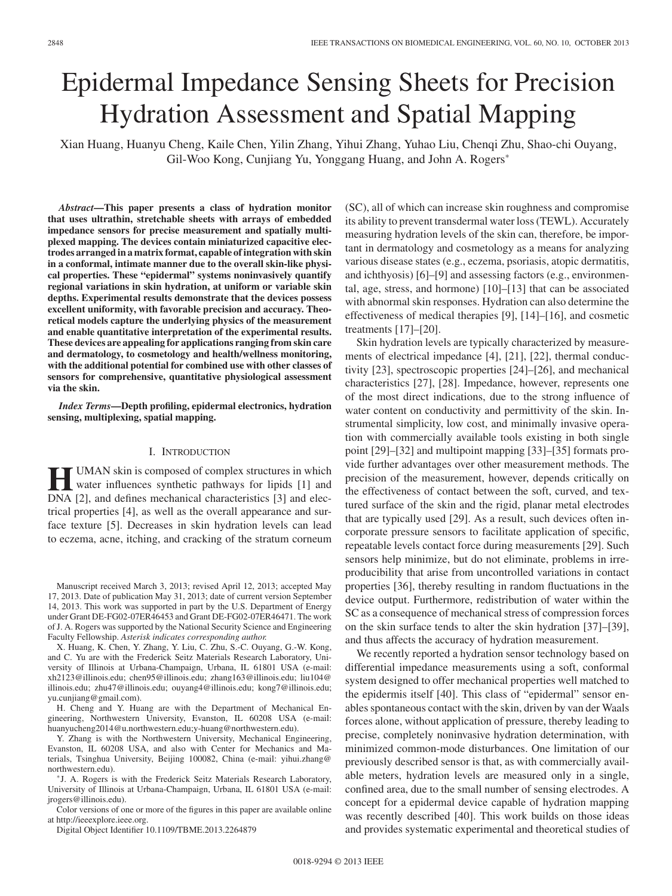# Epidermal Impedance Sensing Sheets for Precision Hydration Assessment and Spatial Mapping

Xian Huang, Huanyu Cheng, Kaile Chen, Yilin Zhang, Yihui Zhang, Yuhao Liu, Chenqi Zhu, Shao-chi Ouyang, Gil-Woo Kong, Cunjiang Yu, Yonggang Huang, and John A. Rogers*

***Abstract*—This paper presents a class of hydration monitor that uses ultrathin, stretchable sheets with arrays of embedded impedance sensors for precise measurement and spatially multiplexed mapping. The devices contain miniaturized capacitive electrodes arranged in a matrix format, capable of integration with skin in a conformal, intimate manner due to the overall skin-like physical properties. These "epidermal" systems noninvasively quantify regional variations in skin hydration, at uniform or variable skin depths. Experimental results demonstrate that the devices possess excellent uniformity, with favorable precision and accuracy. Theoretical models capture the underlying physics of the measurement and enable quantitative interpretation of the experimental results. These devices are appealing for applications ranging from skin care and dermatology, to cosmetology and health/wellness monitoring, with the additional potential for combined use with other classes of sensors for comprehensive, quantitative physiological assessment via the skin.**

***Index Terms*—Depth profiling, epidermal electronics, hydration sensing, multiplexing, spatial mapping.**

## I. Introduction

HUMAN skin is composed of complex structures in which water influences synthetic pathways for lipids [1] and DNA [2], and defines mechanical characteristics [3] and electrical properties [4], as well as the overall appearance and surface texture [5]. Decreases in skin hydration levels can lead to eczema, acne, itching, and cracking of the stratum corneum (SC), all of which can increase skin roughness and compromise its ability to prevent transdermal water loss (TEWL). Accurately measuring hydration levels of the skin can, therefore, be important in dermatology and cosmetology as a means for analyzing various disease states (e.g., eczema, psoriasis, atopic dermatitis, and ichthyosis) [6]–[9] and assessing factors (e.g., environmental, age, stress, and hormone) [10]–[13] that can be associated with abnormal skin responses. Hydration can also determine the effectiveness of medical therapies [9], [14]–[16], and cosmetic treatments [17]–[20].

Skin hydration levels are typically characterized by measurements of electrical impedance [4], [21], [22], thermal conductivity [23], spectroscopic properties [24]–[26], and mechanical characteristics [27], [28]. Impedance, however, represents one of the most direct indications, due to the strong influence of water content on conductivity and permittivity of the skin. Instrumental simplicity, low cost, and minimally invasive operation with commercially available tools existing in both single point [29]–[32] and multipoint mapping [33]–[35] formats provide further advantages over other measurement methods. The precision of the measurement, however, depends critically on the effectiveness of contact between the soft, curved, and textured surface of the skin and the rigid, planar metal electrodes that are typically used [29]. As a result, such devices often incorporate pressure sensors to facilitate application of specific, repeatable levels contact force during measurements [29]. Such sensors help minimize, but do not eliminate, problems in irreproducibility that arise from uncontrolled variations in contact properties [36], thereby resulting in random fluctuations in the device output. Furthermore, redistribution of water within the SC as a consequence of mechanical stress of compression forces on the skin surface tends to alter the skin hydration [37]–[39], and thus affects the accuracy of hydration measurement.

We recently reported a hydration sensor technology based on differential impedance measurements using a soft, conformal system designed to offer mechanical properties well matched to the epidermis itself [40]. This class of "epidermal" sensor enables spontaneous contact with the skin, driven by van der Waals forces alone, without application of pressure, thereby leading to precise, completely noninvasive hydration determination, with minimized common-mode disturbances. One limitation of our previously described sensor is that, as with commercially available meters, hydration levels are measured only in a single, confined area, due to the small number of sensing electrodes. A concept for a epidermal device capable of hydration mapping was recently described [40]. This work builds on those ideas and provides systematic experimental and theoretical studies of

---

Manuscript received March 3, 2013; revised April 12, 2013; accepted May 17, 2013. Date of publication May 31, 2013; date of current version September 14, 2013. This work was supported in part by the U.S. Department of Energy under Grant DE-FG02-07ER46453 and Grant DE-FG02-07ER46471. The work of J. A. Rogers was supported by the National Security Science and Engineering Faculty Fellowship. *Asterisk indicates corresponding author.*

X. Huang, K. Chen, Y. Zhang, Y. Liu, C. Zhu, S.-C. Ouyang, G.-W. Kong, and C. Yu are with the Frederick Seitz Materials Research Laboratory, University of Illinois at Urbana-Champaign, Urbana, IL 61801 USA (e-mail: xh2123@illinois.edu; chen95@illinois.edu; zhang163@illinois.edu; liu104@illinois.edu; zhu47@illinois.edu; ouyang4@illinois.edu; kong7@illinois.edu; yu.cunjiang@gmail.com).

H. Cheng and Y. Huang are with the Department of Mechanical Engineering, Northwestern University, Evanston, IL 60208 USA (e-mail: huanyucheng2014@u.northwestern.edu;y-huang@northwestern.edu).

Y. Zhang is with the Northwestern University, Mechanical Engineering, Evanston, IL 60208 USA, and also with Center for Mechanics and Materials, Tsinghua University, Beijing 100082, China (e-mail: yihui.zhang@northwestern.edu).

*J. A. Rogers is with the Frederick Seitz Materials Research Laboratory, University of Illinois at Urbana-Champaign, Urbana, IL 61801 USA (e-mail: jrogers@illinois.edu).

Color versions of one or more of the figures in this paper are available online at http://ieeexplore.ieee.org.

Digital Object Identifier 10.1109/TBME.2013.2264879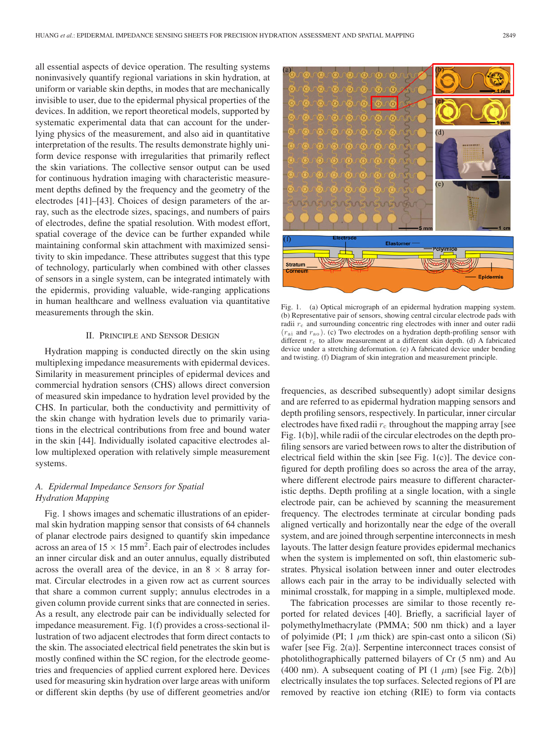all essential aspects of device operation. The resulting systems noninvasively quantify regional variations in skin hydration, at uniform or variable skin depths, in modes that are mechanically invisible to user, due to the epidermal physical properties of the devices. In addition, we report theoretical models, supported by systematic experimental data that can account for the underlying physics of the measurement, and also aid in quantitative interpretation of the results. The results demonstrate highly uniform device response with irregularities that primarily reflect the skin variations. The collective sensor output can be used for continuous hydration imaging with characteristic measurement depths defined by the frequency and the geometry of the electrodes [41]–[43]. Choices of design parameters of the array, such as the electrode sizes, spacings, and numbers of pairs of electrodes, define the spatial resolution. With modest effort, spatial coverage of the device can be further expanded while maintaining conformal skin attachment with maximized sensitivity to skin impedance. These attributes suggest that this type of technology, particularly when combined with other classes of sensors in a single system, can be integrated intimately with the epidermis, providing valuable, wide-ranging applications in human healthcare and wellness evaluation via quantitative measurements through the skin.

## II. Principle and Sensor Design

Hydration mapping is conducted directly on the skin using multiplexing impedance measurements with epidermal devices. Similarity in measurement principles of epidermal devices and commercial hydration sensors (CHS) allows direct conversion of measured skin impedance to hydration level provided by the CHS. In particular, both the conductivity and permittivity of the skin change with hydration levels due to primarily variations in the electrical contributions from free and bound water in the skin [44]. Individually isolated capacitive electrodes allow multiplexed operation with relatively simple measurement systems.

### *A. Epidermal Impedance Sensors for Spatial Hydration Mapping*

Fig. 1 shows images and schematic illustrations of an epidermal skin hydration mapping sensor that consists of 64 channels of planar electrode pairs designed to quantify skin impedance across an area of 15 × 15 mm$^2$. Each pair of electrodes includes an inner circular disk and an outer annulus, equally distributed across the overall area of the device, in an 8 × 8 array format. Circular electrodes in a given row act as current sources that share a common current supply; annulus electrodes in a given column provide current sinks that are connected in series. As a result, any electrode pair can be individually selected for impedance measurement. Fig. 1(f) provides a cross-sectional illustration of two adjacent electrodes that form direct contacts to the skin. The associated electrical field penetrates the skin but is mostly confined within the SC region, for the electrode geometries and frequencies of applied current explored here. Devices used for measuring skin hydration over large areas with uniform or different skin depths (by use of different geometries and/or frequencies, as described subsequently) adopt similar designs and are referred to as epidermal hydration mapping sensors and depth profiling sensors, respectively. In particular, inner circular electrodes have fixed radii $r_c$ throughout the mapping array [see Fig. 1(b)], while radii of the circular electrodes on the depth profiling sensors are varied between rows to alter the distribution of electrical field within the skin [see Fig. 1(c)]. The device configured for depth profiling does so across the area of the array, where different electrode pairs measure to different characteristic depths. Depth profiling at a single location, with a single electrode pair, can be achieved by scanning the measurement frequency. The electrodes terminate at circular bonding pads aligned vertically and horizontally near the edge of the overall system, and are joined through serpentine interconnects in mesh layouts. The latter design feature provides epidermal mechanics when the system is implemented on soft, thin elastomeric substrates. Physical isolation between inner and outer electrodes allows each pair in the array to be individually selected with minimal crosstalk, for mapping in a simple, multiplexed mode.

(a) (b) (c) (d) (e) (f)
1 mm
1 mm
1 cm
1 cm
5 mm
Electrode
Elastomer
Polyimide
Stratum Corneum
Epidermis

Fig. 1. (a) Optical micrograph of an epidermal hydration mapping system. (b) Representative pair of sensors, showing central circular electrode pads with radii $r_c$ and surrounding concentric ring electrodes with inner and outer radii ($r_{ai}$ and $r_{ao}$). (c) Two electrodes on a hydration depth-profiling sensor with different $r_c$ to allow measurement at a different skin depth. (d) A fabricated device under a stretching deformation. (e) A fabricated device under bending and twisting. (f) Diagram of skin integration and measurement principle.

The fabrication processes are similar to those recently reported for related devices [40]. Briefly, a sacrificial layer of polymethylmethacrylate (PMMA; 500 nm thick) and a layer of polyimide (PI; 1 $\mu$m thick) are spin-cast onto a silicon (Si) wafer [see Fig. 2(a)]. Serpentine interconnect traces consist of photolithographically patterned bilayers of Cr (5 nm) and Au (400 nm). A subsequent coating of PI (1 $\mu$m) [see Fig. 2(b)] electrically insulates the top surfaces. Selected regions of PI are removed by reactive ion etching (RIE) to form via contacts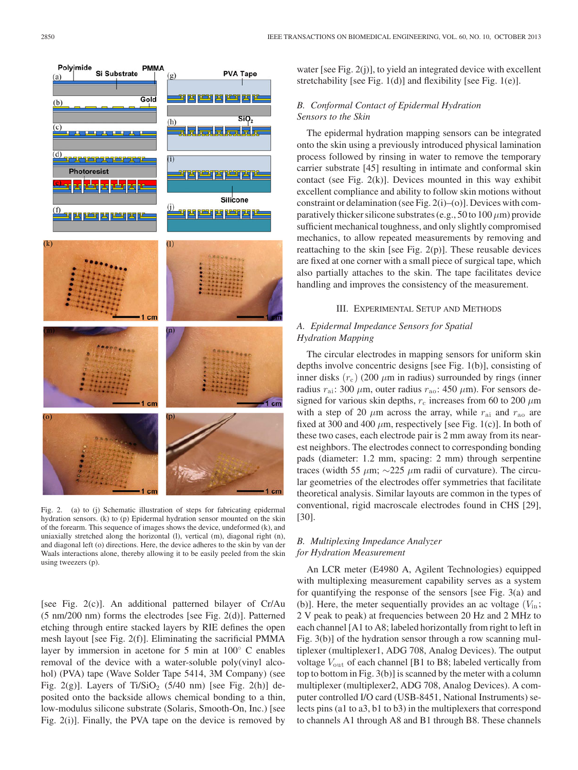Fig. 2. (a) to (j) Schematic illustration of steps for fabricating epidermal hydration sensors. (k) to (p) Epidermal hydration sensor mounted on the skin of the forearm. This sequence of images shows the device, undeformed (k), and uniaxially stretched along the horizontal (l), vertical (m), diagonal right (n), and diagonal left (o) directions. Here, the device adheres to the skin by van der Waals interactions alone, thereby allowing it to be easily peeled from the skin using tweezers (p).

[see Fig. 2(c)]. An additional patterned bilayer of Cr/Au (5 nm/200 nm) forms the electrodes [see Fig. 2(d)]. Patterned etching through entire stacked layers by RIE defines the open mesh layout [see Fig. 2(f)]. Eliminating the sacrificial PMMA layer by immersion in acetone for 5 min at 100° C enables removal of the device with a water-soluble poly(vinyl alcohol) (PVA) tape (Wave Solder Tape 5414, 3M Company) (see Fig. 2(g)]. Layers of Ti/$SiO_2$ (5/40 nm) [see Fig. 2(h)] deposited onto the backside allows chemical bonding to a thin, low-modulus silicone substrate (Solaris, Smooth-On, Inc.) [see Fig. 2(i)]. Finally, the PVA tape on the device is removed by water [see Fig. 2(j)], to yield an integrated device with excellent stretchability [see Fig. 1(d)] and flexibility [see Fig. 1(e)].

### B. Conformal Contact of Epidermal Hydration Sensors to the Skin

The epidermal hydration mapping sensors can be integrated onto the skin using a previously introduced physical lamination process followed by rinsing in water to remove the temporary carrier substrate [45] resulting in intimate and conformal skin contact (see Fig. 2(k)]. Devices mounted in this way exhibit excellent compliance and ability to follow skin motions without constraint or delamination (see Fig. 2(i)–(o)]. Devices with comparatively thicker silicone substrates (e.g., 50 to 100 $\mu$m) provide sufficient mechanical toughness, and only slightly compromised mechanics, to allow repeated measurements by removing and reattaching to the skin [see Fig. 2(p)]. These reusable devices are fixed at one corner with a small piece of surgical tape, which also partially attaches to the skin. The tape facilitates device handling and improves the consistency of the measurement.

## III. Experimental Setup and Methods

### A. Epidermal Impedance Sensors for Spatial Hydration Mapping

The circular electrodes in mapping sensors for uniform skin depths involve concentric designs [see Fig. 1(b)], consisting of inner disks ($r_c$) (200 $\mu$m in radius) surrounded by rings (inner radius $r_{ai}$: 300 $\mu$m, outer radius $r_{ao}$: 450 $\mu$m). For sensors designed for various skin depths, $r_c$ increases from 60 to 200 $\mu$m with a step of 20 $\mu$m across the array, while $r_{ai}$ and $r_{ao}$ are fixed at 300 and 400 $\mu$m, respectively [see Fig. 1(c)]. In both of these two cases, each electrode pair is 2 mm away from its nearest neighbors. The electrodes connect to corresponding bonding pads (diameter: 1.2 mm, spacing: 2 mm) through serpentine traces (width 55 $\mu$m; ~225 $\mu$m radii of curvature). The circular geometries of the electrodes offer symmetries that facilitate theoretical analysis. Similar layouts are common in the types of conventional, rigid macroscale electrodes found in CHS [29], [30].

### B. Multiplexing Impedance Analyzer for Hydration Measurement

An LCR meter (E4980 A, Agilent Technologies) equipped with multiplexing measurement capability serves as a system for quantifying the response of the sensors [see Fig. 3(a) and (b)]. Here, the meter sequentially provides an ac voltage ($V_{in}$; 2 V peak to peak) at frequencies between 20 Hz and 2 MHz to each channel [A1 to A8; labeled horizontally from right to left in Fig. 3(b)] of the hydration sensor through a row scanning multiplexer (multiplexer1, ADG 708, Analog Devices). The output voltage $V_{out}$ of each channel [B1 to B8; labeled vertically from top to bottom in Fig. 3(b)] is scanned by the meter with a column multiplexer (multiplexer2, ADG 708, Analog Devices). A computer controlled I/O card (USB-8451, National Instruments) selects pins (a1 to a3, b1 to b3) in the multiplexers that correspond to channels A1 through A8 and B1 through B8. These channels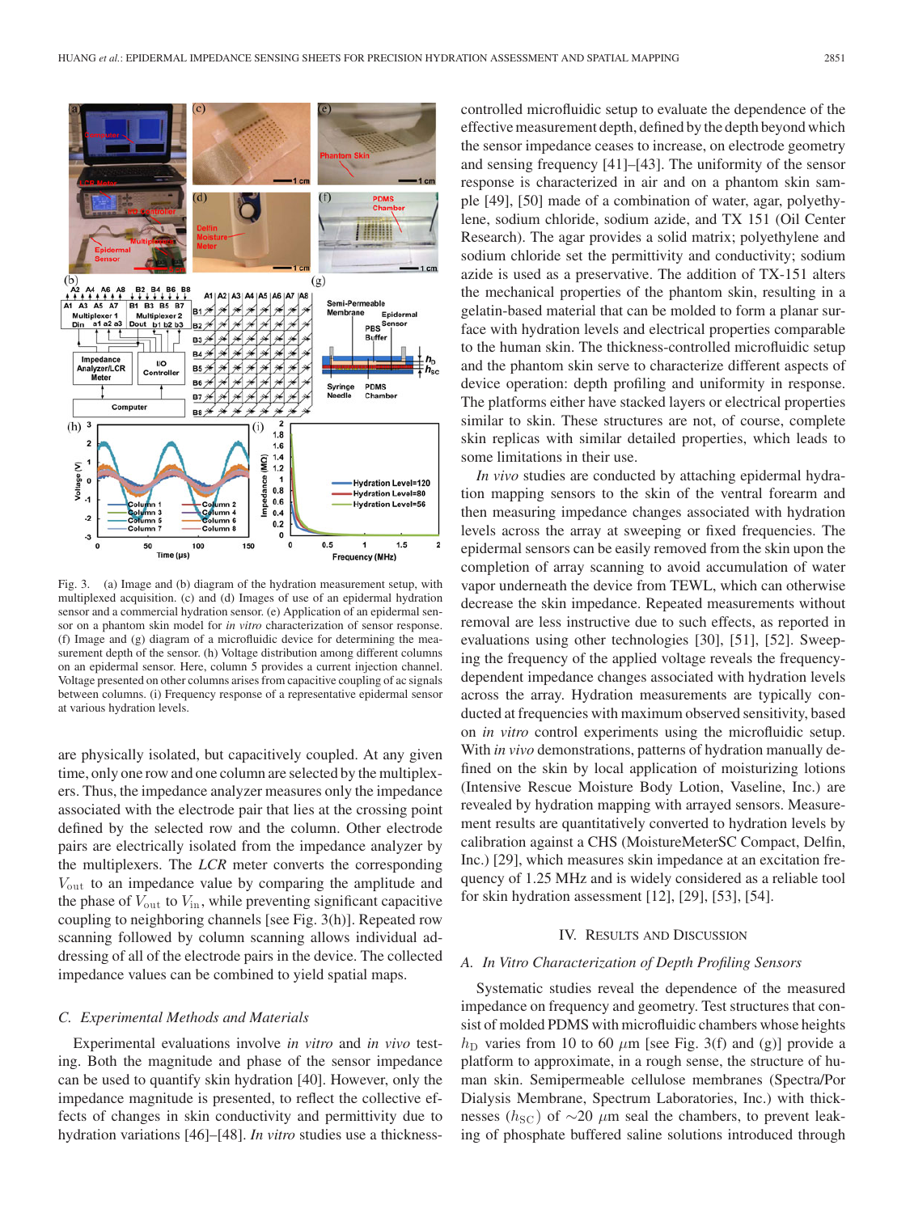Fig. 3. (a) Image and (b) diagram of the hydration measurement setup, with multiplexed acquisition. (c) and (d) Images of use of an epidermal hydration sensor and a commercial hydration sensor. (e) Application of an epidermal sensor on a phantom skin model for *in vitro* characterization of sensor response. (f) Image and (g) diagram of a microfluidic device for determining the measurement depth of the sensor. (h) Voltage distribution among different columns on an epidermal sensor. Here, column 5 provides a current injection channel. Voltage presented on other columns arises from capacitive coupling of ac signals between columns. (i) Frequency response of a representative epidermal sensor at various hydration levels.

are physically isolated, but capacitively coupled. At any given time, only one row and one column are selected by the multiplexers. Thus, the impedance analyzer measures only the impedance associated with the electrode pair that lies at the crossing point defined by the selected row and the column. Other electrode pairs are electrically isolated from the impedance analyzer by the multiplexers. The *LCR* meter converts the corresponding $V_{\text{out}}$ to an impedance value by comparing the amplitude and the phase of $V_{\text{out}}$ to $V_{\text{in}}$, while preventing significant capacitive coupling to neighboring channels [see Fig. 3(h)]. Repeated row scanning followed by column scanning allows individual addressing of all of the electrode pairs in the device. The collected impedance values can be combined to yield spatial maps.

### C. Experimental Methods and Materials

Experimental evaluations involve *in vitro* and *in vivo* testing. Both the magnitude and phase of the sensor impedance can be used to quantify skin hydration [40]. However, only the impedance magnitude is presented, to reflect the collective effects of changes in skin conductivity and permittivity due to hydration variations [46]–[48]. *In vitro* studies use a thickness-controlled microfluidic setup to evaluate the dependence of the effective measurement depth, defined by the depth beyond which the sensor impedance ceases to increase, on electrode geometry and sensing frequency [41]–[43]. The uniformity of the sensor response is characterized in air and on a phantom skin sample [49], [50] made of a combination of water, agar, polyethylene, sodium chloride, sodium azide, and TX 151 (Oil Center Research). The agar provides a solid matrix; polyethylene and sodium chloride set the permittivity and conductivity; sodium azide is used as a preservative. The addition of TX-151 alters the mechanical properties of the phantom skin, resulting in a gelatin-based material that can be molded to form a planar surface with hydration levels and electrical properties comparable to the human skin. The thickness-controlled microfluidic setup and the phantom skin serve to characterize different aspects of device operation: depth profiling and uniformity in response. The platforms either have stacked layers or electrical properties similar to skin. These structures are not, of course, complete skin replicas with similar detailed properties, which leads to some limitations in their use.

*In vivo* studies are conducted by attaching epidermal hydration mapping sensors to the skin of the ventral forearm and then measuring impedance changes associated with hydration levels across the array at sweeping or fixed frequencies. The epidermal sensors can be easily removed from the skin upon the completion of array scanning to avoid accumulation of water vapor underneath the device from TEWL, which can otherwise decrease the skin impedance. Repeated measurements without removal are less instructive due to such effects, as reported in evaluations using other technologies [30], [51], [52]. Sweeping the frequency of the applied voltage reveals the frequency-dependent impedance changes associated with hydration levels across the array. Hydration measurements are typically conducted at frequencies with maximum observed sensitivity, based on *in vitro* control experiments using the microfluidic setup. With *in vivo* demonstrations, patterns of hydration manually defined on the skin by local application of moisturizing lotions (Intensive Rescue Moisture Body Lotion, Vaseline, Inc.) are revealed by hydration mapping with arrayed sensors. Measurement results are quantitatively converted to hydration levels by calibration against a CHS (MoistureMeterSC Compact, Delfin, Inc.) [29], which measures skin impedance at an excitation frequency of 1.25 MHz and is widely considered as a reliable tool for skin hydration assessment [12], [29], [53], [54].

## IV. Results and Discussion

### A. In Vitro Characterization of Depth Profiling Sensors

Systematic studies reveal the dependence of the measured impedance on frequency and geometry. Test structures that consist of molded PDMS with microfluidic chambers whose heights $h_{\text{D}}$ varies from 10 to 60 $\mu$m [see Fig. 3(f) and (g)] provide a platform to approximate, in a rough sense, the structure of human skin. Semipermeable cellulose membranes (Spectra/Por Dialysis Membrane, Spectrum Laboratories, Inc.) with thicknesses ($h_{\text{SC}}$) of $\sim$20 $\mu$m seal the chambers, to prevent leaking of phosphate buffered saline solutions introduced through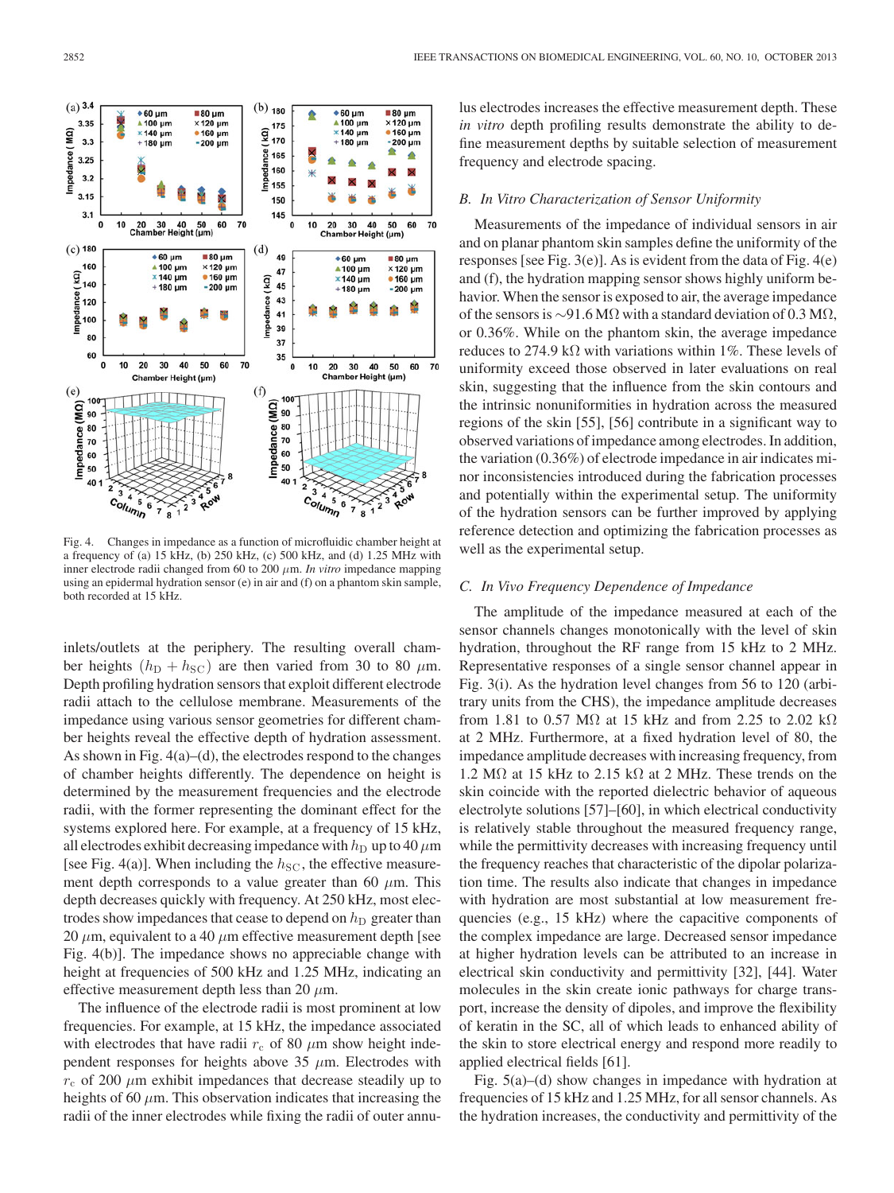Fig. 4. Changes in impedance as a function of microfluidic chamber height at a frequency of (a) 15 kHz, (b) 250 kHz, (c) 500 kHz, and (d) 1.25 MHz with inner electrode radii changed from 60 to 200 $\mu$m. *In vitro* impedance mapping using an epidermal hydration sensor (e) in air and (f) on a phantom skin sample, both recorded at 15 kHz.

inlets/outlets at the periphery. The resulting overall chamber heights $(h_{\mathrm{D}} + h_{\mathrm{SC}})$ are then varied from 30 to 80 $\mu$m. Depth profiling hydration sensors that exploit different electrode radii attach to the cellulose membrane. Measurements of the impedance using various sensor geometries for different chamber heights reveal the effective depth of hydration assessment. As shown in Fig. 4(a)–(d), the electrodes respond to the changes of chamber heights differently. The dependence on height is determined by the measurement frequencies and the electrode radii, with the former representing the dominant effect for the systems explored here. For example, at a frequency of 15 kHz, all electrodes exhibit decreasing impedance with $h_{\mathrm{D}}$ up to 40 $\mu$m [see Fig. 4(a)]. When including the $h_{\mathrm{SC}}$, the effective measurement depth corresponds to a value greater than 60 $\mu$m. This depth decreases quickly with frequency. At 250 kHz, most electrodes show impedances that cease to depend on $h_{\mathrm{D}}$ greater than 20 $\mu$m, equivalent to a 40 $\mu$m effective measurement depth [see Fig. 4(b)]. The impedance shows no appreciable change with height at frequencies of 500 kHz and 1.25 MHz, indicating an effective measurement depth less than 20 $\mu$m.

The influence of the electrode radii is most prominent at low frequencies. For example, at 15 kHz, the impedance associated with electrodes that have radii $r_{\mathrm{c}}$ of 80 $\mu$m show height independent responses for heights above 35 $\mu$m. Electrodes with $r_{\mathrm{c}}$ of 200 $\mu$m exhibit impedances that decrease steadily up to heights of 60 $\mu$m. This observation indicates that increasing the radii of the inner electrodes while fixing the radii of outer annulus electrodes increases the effective measurement depth. These *in vitro* depth profiling results demonstrate the ability to define measurement depths by suitable selection of measurement frequency and electrode spacing.

### B. In Vitro Characterization of Sensor Uniformity

Measurements of the impedance of individual sensors in air and on planar phantom skin samples define the uniformity of the responses [see Fig. 3(e)]. As is evident from the data of Fig. 4(e) and (f), the hydration mapping sensor shows highly uniform behavior. When the sensor is exposed to air, the average impedance of the sensors is ~91.6 MΩ with a standard deviation of 0.3 MΩ, or 0.36%. While on the phantom skin, the average impedance reduces to 274.9 kΩ with variations within 1%. These levels of uniformity exceed those observed in later evaluations on real skin, suggesting that the influence from the skin contours and the intrinsic nonuniformities in hydration across the measured regions of the skin [55], [56] contribute in a significant way to observed variations of impedance among electrodes. In addition, the variation (0.36%) of electrode impedance in air indicates minor inconsistencies introduced during the fabrication processes and potentially within the experimental setup. The uniformity of the hydration sensors can be further improved by applying reference detection and optimizing the fabrication processes as well as the experimental setup.

### C. In Vivo Frequency Dependence of Impedance

The amplitude of the impedance measured at each of the sensor channels changes monotonically with the level of skin hydration, throughout the RF range from 15 kHz to 2 MHz. Representative responses of a single sensor channel appear in Fig. 3(i). As the hydration level changes from 56 to 120 (arbitrary units from the CHS), the impedance amplitude decreases from 1.81 to 0.57 MΩ at 15 kHz and from 2.25 to 2.02 kΩ at 2 MHz. Furthermore, at a fixed hydration level of 80, the impedance amplitude decreases with increasing frequency, from 1.2 MΩ at 15 kHz to 2.15 kΩ at 2 MHz. These trends on the skin coincide with the reported dielectric behavior of aqueous electrolyte solutions [57]–[60], in which electrical conductivity is relatively stable throughout the measured frequency range, while the permittivity decreases with increasing frequency until the frequency reaches that characteristic of the dipolar polarization time. The results also indicate that changes in impedance with hydration are most substantial at low measurement frequencies (e.g., 15 kHz) where the capacitive components of the complex impedance are large. Decreased sensor impedance at higher hydration levels can be attributed to an increase in electrical skin conductivity and permittivity [32], [44]. Water molecules in the skin create ionic pathways for charge transport, increase the density of dipoles, and improve the flexibility of keratin in the SC, all of which leads to enhanced ability of the skin to store electrical energy and respond more readily to applied electrical fields [61].

Fig. 5(a)–(d) show changes in impedance with hydration at frequencies of 15 kHz and 1.25 MHz, for all sensor channels. As the hydration increases, the conductivity and permittivity of the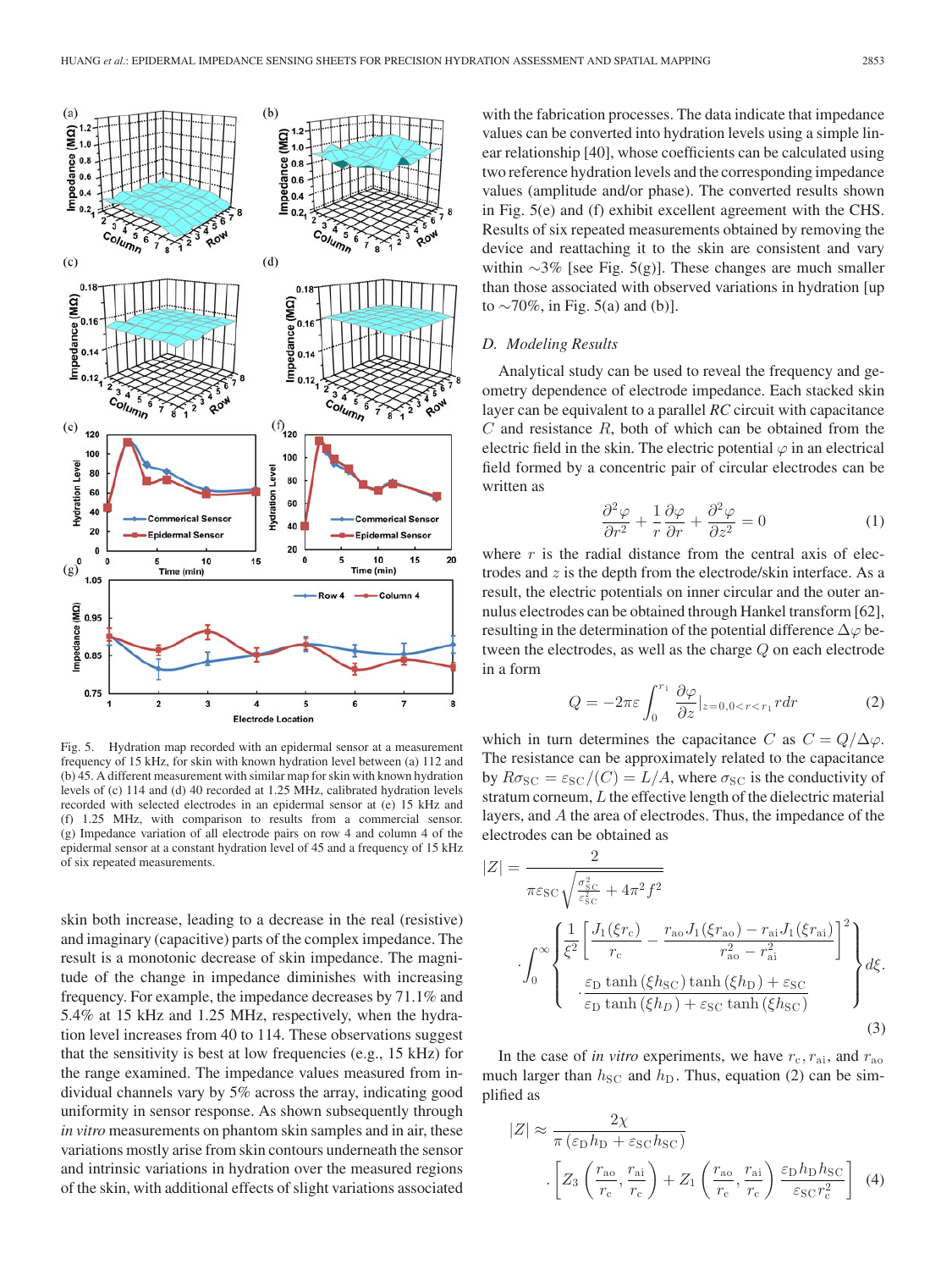Fig. 5. Hydration map recorded with an epidermal sensor at a measurement frequency of 15 kHz, for skin with known hydration level between (a) 112 and (b) 45. A different measurement with similar map for skin with known hydration levels of (c) 114 and (d) 40 recorded at 1.25 MHz, calibrated hydration levels recorded with selected electrodes in an epidermal sensor at (e) 15 kHz and (f) 1.25 MHz, with comparison to results from a commercial sensor. (g) Impedance variation of all electrode pairs on row 4 and column 4 of the epidermal sensor at a constant hydration level of 45 and a frequency of 15 kHz of six repeated measurements.

skin both increase, leading to a decrease in the real (resistive) and imaginary (capacitive) parts of the complex impedance. The result is a monotonic decrease of skin impedance. The magnitude of the change in impedance diminishes with increasing frequency. For example, the impedance decreases by 71.1% and 5.4% at 15 kHz and 1.25 MHz, respectively, when the hydration level increases from 40 to 114. These observations suggest that the sensitivity is best at low frequencies (e.g., 15 kHz) for the range examined. The impedance values measured from individual channels vary by 5% across the array, indicating good uniformity in sensor response. As shown subsequently through *in vitro* measurements on phantom skin samples and in air, these variations mostly arise from skin contours underneath the sensor and intrinsic variations in hydration over the measured regions of the skin, with additional effects of slight variations associated with the fabrication processes. The data indicate that impedance values can be converted into hydration levels using a simple linear relationship [40], whose coefficients can be calculated using two reference hydration levels and the corresponding impedance values (amplitude and/or phase). The converted results shown in Fig. 5(e) and (f) exhibit excellent agreement with the CHS. Results of six repeated measurements obtained by removing the device and reattaching it to the skin are consistent and vary within ~3% [see Fig. 5(g)]. These changes are much smaller than those associated with observed variations in hydration [up to ~70%, in Fig. 5(a) and (b)].

### *D. Modeling Results*

Analytical study can be used to reveal the frequency and geometry dependence of electrode impedance. Each stacked skin layer can be equivalent to a parallel ***RC*** circuit with capacitance $C$ and resistance $R$, both of which can be obtained from the electric field in the skin. The electric potential $\varphi$ in an electrical field formed by a concentric pair of circular electrodes can be written as

$$\frac{\partial^2 \varphi}{\partial r^2} + \frac{1}{r}\frac{\partial \varphi}{\partial r} + \frac{\partial^2 \varphi}{\partial z^2} = 0 \tag{1}$$

where $r$ is the radial distance from the central axis of electrodes and $z$ is the depth from the electrode/skin interface. As a result, the electric potentials on inner circular and the outer annulus electrodes can be obtained through Hankel transform [62], resulting in the determination of the potential difference $\Delta\varphi$ between the electrodes, as well as the charge $Q$ on each electrode in a form

$$Q = -2\pi\varepsilon \int_0^{r_1} \frac{\partial \varphi}{\partial z}\Big|_{z=0, 0<r<r_1} r dr \tag{2}$$

which in turn determines the capacitance $C$ as $C = Q/\Delta\varphi$. The resistance can be approximately related to the capacitance by $R\sigma_{\rm SC} = \varepsilon_{\rm SC}/(C) = L/A$, where $\sigma_{\rm SC}$ is the conductivity of stratum corneum, $L$ the effective length of the dielectric material layers, and $A$ the area of electrodes. Thus, the impedance of the electrodes can be obtained as

$$|Z| = \frac{2}{\pi\varepsilon_{\rm SC}\sqrt{\frac{\sigma_{\rm SC}^2}{\varepsilon_{\rm SC}^2} + 4\pi^2 f^2}} \cdot \int_0^\infty \left\{ \frac{1}{\xi^2}\left[\frac{J_1(\xi r_{\rm c})}{r_{\rm c}} - \frac{r_{\rm ao}J_1(\xi r_{\rm ao}) - r_{\rm ai}J_1(\xi r_{\rm ai})}{r_{\rm ao}^2 - r_{\rm ai}^2}\right]^2 \cdot \frac{\varepsilon_{\rm D}\tanh(\xi h_{\rm SC})\tanh(\xi h_{\rm D}) + \varepsilon_{\rm SC}}{\varepsilon_{\rm D}\tanh(\xi h_D) + \varepsilon_{\rm SC}\tanh(\xi h_{\rm SC})} \right\} d\xi. \tag{3}$$

In the case of *in vitro* experiments, we have $r_{\rm c}, r_{\rm ai}$, and $r_{\rm ao}$ much larger than $h_{\rm SC}$ and $h_{\rm D}$. Thus, equation (2) can be simplified as

$$|Z| \approx \frac{2\chi}{\pi(\varepsilon_{\rm D}h_{\rm D} + \varepsilon_{\rm SC}h_{\rm SC})} \cdot \left[Z_3\left(\frac{r_{\rm ao}}{r_{\rm c}}, \frac{r_{\rm ai}}{r_{\rm c}}\right) + Z_1\left(\frac{r_{\rm ao}}{r_{\rm c}}, \frac{r_{\rm ai}}{r_{\rm c}}\right)\frac{\varepsilon_{\rm D}h_{\rm D}h_{\rm SC}}{\varepsilon_{\rm SC}r_{\rm c}^2}\right] \tag{4}$$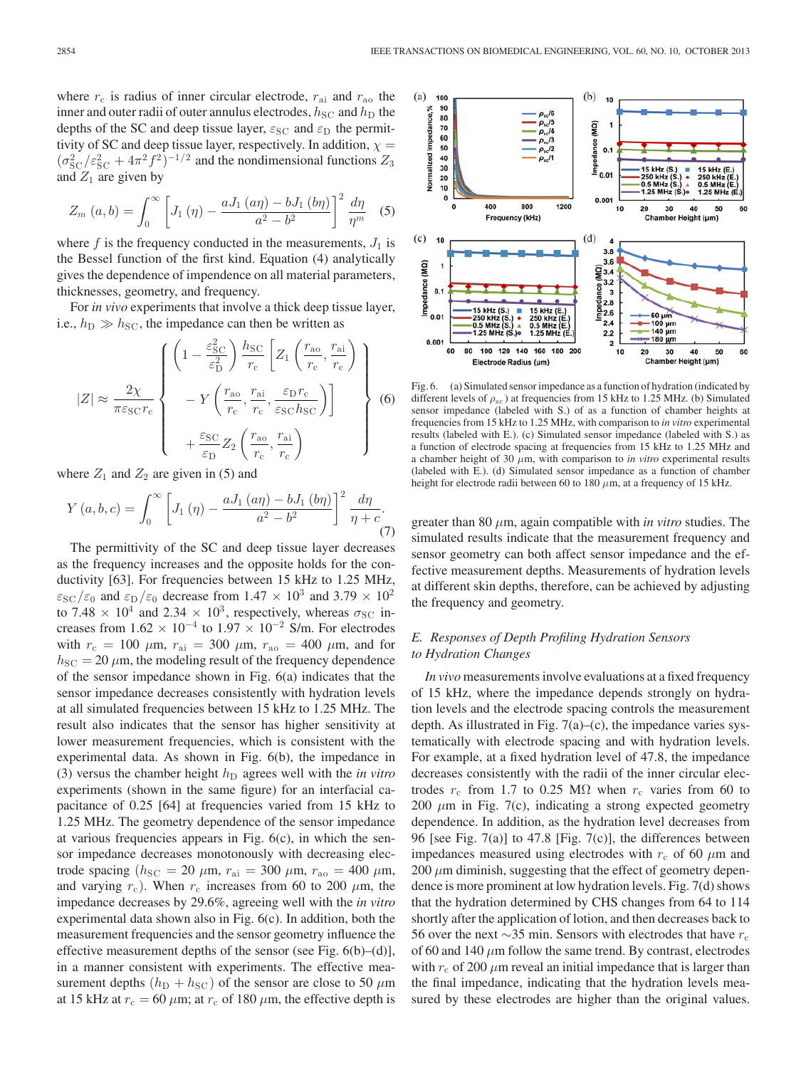where $r_c$ is radius of inner circular electrode, $r_{ai}$ and $r_{ao}$ the inner and outer radii of outer annulus electrodes, $h_{SC}$ and $h_D$ the depths of the SC and deep tissue layer, $\varepsilon_{SC}$ and $\varepsilon_D$ the permittivity of SC and deep tissue layer, respectively. In addition, $\chi = (\sigma_{SC}^2/\varepsilon_{SC}^2 + 4\pi^2 f^2)^{-1/2}$ and the nondimensional functions $Z_3$ and $Z_1$ are given by

$$Z_m(a,b) = \int_0^\infty \left[J_1(\eta) - \frac{aJ_1(a\eta) - bJ_1(b\eta)}{a^2 - b^2}\right]^2 \frac{d\eta}{\eta^m} \quad (5)$$

where $f$ is the frequency conducted in the measurements, $J_1$ is the Bessel function of the first kind. Equation (4) analytically gives the dependence of impendence on all material parameters, thicknesses, geometry, and frequency.

For *in vivo* experiments that involve a thick deep tissue layer, i.e., $h_D \gg h_{SC}$, the impedance can then be written as

$$|Z| \approx \frac{2\chi}{\pi\varepsilon_{SC} r_c} \left\{ \begin{array}{l} \left(1 - \frac{\varepsilon_{SC}^2}{\varepsilon_D^2}\right) \frac{h_{SC}}{r_c} \left[ Z_1\left(\frac{r_{ao}}{r_c}, \frac{r_{ai}}{r_c}\right) \right. \\ \left. \quad - Y\left(\frac{r_{ao}}{r_c}, \frac{r_{ai}}{r_c}, \frac{\varepsilon_D r_c}{\varepsilon_{SC} h_{SC}}\right)\right] \\ \quad + \frac{\varepsilon_{SC}}{\varepsilon_D} Z_2\left(\frac{r_{ao}}{r_c}, \frac{r_{ai}}{r_c}\right) \end{array} \right\} \quad (6)$$

where $Z_1$ and $Z_2$ are given in (5) and

$$Y(a,b,c) = \int_0^\infty \left[J_1(\eta) - \frac{aJ_1(a\eta) - bJ_1(b\eta)}{a^2 - b^2}\right]^2 \frac{d\eta}{\eta + c}. \quad (7)$$

The permittivity of the SC and deep tissue layer decreases as the frequency increases and the opposite holds for the conductivity [63]. For frequencies between 15 kHz to 1.25 MHz, $\varepsilon_{SC}/\varepsilon_0$ and $\varepsilon_D/\varepsilon_0$ decrease from $1.47 \times 10^3$ and $3.79 \times 10^2$ to $7.48 \times 10^4$ and $2.34 \times 10^3$, respectively, whereas $\sigma_{SC}$ increases from $1.62 \times 10^{-4}$ to $1.97 \times 10^{-2}$ S/m. For electrodes with $r_c = 100$ $\mu$m, $r_{ai} = 300$ $\mu$m, $r_{ao} = 400$ $\mu$m, and for $h_{SC} = 20$ $\mu$m, the modeling result of the frequency dependence of the sensor impedance shown in Fig. 6(a) indicates that the sensor impedance decreases consistently with hydration levels at all simulated frequencies between 15 kHz to 1.25 MHz. The result also indicates that the sensor has higher sensitivity at lower measurement frequencies, which is consistent with the experimental data. As shown in Fig. 6(b), the impedance in (3) versus the chamber height $h_D$ agrees well with the *in vitro* experiments (shown in the same figure) for an interfacial capacitance of 0.25 [64] at frequencies varied from 15 kHz to 1.25 MHz. The geometry dependence of the sensor impedance at various frequencies appears in Fig. 6(c), in which the sensor impedance decreases monotonously with decreasing electrode spacing ($h_{SC} = 20$ $\mu$m, $r_{ai} = 300$ $\mu$m, $r_{ao} = 400$ $\mu$m, and varying $r_c$). When $r_c$ increases from 60 to 200 $\mu$m, the impedance decreases by 29.6%, agreeing well with the *in vitro* experimental data shown also in Fig. 6(c). In addition, both the measurement frequencies and the sensor geometry influence the effective measurement depths of the sensor (see Fig. 6(b)–(d)], in a manner consistent with experiments. The effective measurement depths ($h_D + h_{SC}$) of the sensor are close to 50 $\mu$m at 15 kHz at $r_c = 60$ $\mu$m; at $r_c$ of 180 $\mu$m, the effective depth is greater than 80 $\mu$m, again compatible with *in vitro* studies. The simulated results indicate that the measurement frequency and sensor geometry can both affect sensor impedance and the effective measurement depths. Measurements of hydration levels at different skin depths, therefore, can be achieved by adjusting the frequency and geometry.

Fig. 6. (a) Simulated sensor impedance as a function of hydration (indicated by different levels of $\rho_{sc}$) at frequencies from 15 kHz to 1.25 MHz. (b) Simulated sensor impedance (labeled with S.) of as a function of chamber heights at frequencies from 15 kHz to 1.25 MHz, with comparison to *in vitro* experimental results (labeled with E.). (c) Simulated sensor impedance (labeled with S.) as a function of electrode spacing at frequencies from 15 kHz to 1.25 MHz and a chamber height of 30 $\mu$m, with comparison to *in vitro* experimental results (labeled with E.). (d) Simulated sensor impedance as a function of chamber height for electrode radii between 60 to 180 $\mu$m, at a frequency of 15 kHz.

### *E. Responses of Depth Profiling Hydration Sensors to Hydration Changes*

*In vivo* measurements involve evaluations at a fixed frequency of 15 kHz, where the impedance depends strongly on hydration levels and the electrode spacing controls the measurement depth. As illustrated in Fig. 7(a)–(c), the impedance varies systematically with electrode spacing and with hydration levels. For example, at a fixed hydration level of 47.8, the impedance decreases consistently with the radii of the inner circular electrodes $r_c$ from 1.7 to 0.25 M$\Omega$ when $r_c$ varies from 60 to 200 $\mu$m in Fig. 7(c), indicating a strong expected geometry dependence. In addition, as the hydration level decreases from 96 [see Fig. 7(a)] to 47.8 [Fig. 7(c)], the differences between impedances measured using electrodes with $r_c$ of 60 $\mu$m and 200 $\mu$m diminish, suggesting that the effect of geometry dependence is more prominent at low hydration levels. Fig. 7(d) shows that the hydration determined by CHS changes from 64 to 114 shortly after the application of lotion, and then decreases back to 56 over the next ∼35 min. Sensors with electrodes that have $r_c$ of 60 and 140 $\mu$m follow the same trend. By contrast, electrodes with $r_c$ of 200 $\mu$m reveal an initial impedance that is larger than the final impedance, indicating that the hydration levels measured by these electrodes are higher than the original values.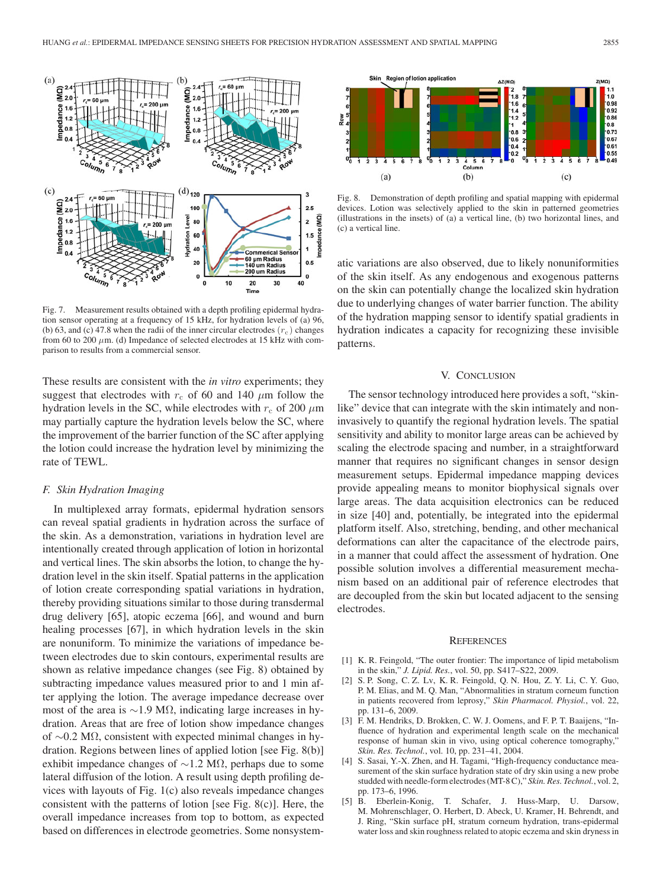Fig. 7. Measurement results obtained with a depth profiling epidermal hydration sensor operating at a frequency of 15 kHz, for hydration levels of (a) 96, (b) 63, and (c) 47.8 when the radii of the inner circular electrodes ($r_c$) changes from 60 to 200 $\mu$m. (d) Impedance of selected electrodes at 15 kHz with comparison to results from a commercial sensor.

These results are consistent with the *in vitro* experiments; they suggest that electrodes with $r_c$ of 60 and 140 $\mu$m follow the hydration levels in the SC, while electrodes with $r_c$ of 200 $\mu$m may partially capture the hydration levels below the SC, where the improvement of the barrier function of the SC after applying the lotion could increase the hydration level by minimizing the rate of TEWL.

### *F. Skin Hydration Imaging*

In multiplexed array formats, epidermal hydration sensors can reveal spatial gradients in hydration across the surface of the skin. As a demonstration, variations in hydration level are intentionally created through application of lotion in horizontal and vertical lines. The skin absorbs the lotion, to change the hydration level in the skin itself. Spatial patterns in the application of lotion create corresponding spatial variations in hydration, thereby providing situations similar to those during transdermal drug delivery [65], atopic eczema [66], and wound and burn healing processes [67], in which hydration levels in the skin are nonuniform. To minimize the variations of impedance between electrodes due to skin contours, experimental results are shown as relative impedance changes (see Fig. 8) obtained by subtracting impedance values measured prior to and 1 min after applying the lotion. The average impedance decrease over most of the area is ~1.9 M$\Omega$, indicating large increases in hydration. Areas that are free of lotion show impedance changes of ~0.2 M$\Omega$, consistent with expected minimal changes in hydration. Regions between lines of applied lotion [see Fig. 8(b)] exhibit impedance changes of ~1.2 M$\Omega$, perhaps due to some lateral diffusion of the lotion. A result using depth profiling devices with layouts of Fig. 1(c) also reveals impedance changes consistent with the patterns of lotion [see Fig. 8(c)]. Here, the overall impedance increases from top to bottom, as expected based on differences in electrode geometries. Some nonsystematic variations are also observed, due to likely nonuniformities of the skin itself. As any endogenous and exogenous patterns on the skin can potentially change the localized skin hydration due to underlying changes of water barrier function. The ability of the hydration mapping sensor to identify spatial gradients in hydration indicates a capacity for recognizing these invisible patterns.

Fig. 8. Demonstration of depth profiling and spatial mapping with epidermal devices. Lotion was selectively applied to the skin in patterned geometries (illustrations in the insets) of (a) a vertical line, (b) two horizontal lines, and (c) a vertical line.

## V. Conclusion

The sensor technology introduced here provides a soft, "skin-like" device that can integrate with the skin intimately and noninvasively to quantify the regional hydration levels. The spatial sensitivity and ability to monitor large areas can be achieved by scaling the electrode spacing and number, in a straightforward manner that requires no significant changes in sensor design measurement setups. Epidermal impedance mapping devices provide appealing means to monitor biophysical signals over large areas. The data acquisition electronics can be reduced in size [40] and, potentially, be integrated into the epidermal platform itself. Also, stretching, bending, and other mechanical deformations can alter the capacitance of the electrode pairs, in a manner that could affect the assessment of hydration. One possible solution involves a differential measurement mechanism based on an additional pair of reference electrodes that are decoupled from the skin but located adjacent to the sensing electrodes.

## References

[1] K. R. Feingold, "The outer frontier: The importance of lipid metabolism in the skin," *J. Lipid. Res.*, vol. 50, pp. S417–S22, 2009.

[2] S. P. Song, C. Z. Lv, K. R. Feingold, Q. N. Hou, Z. Y. Li, C. Y. Guo, P. M. Elias, and M. Q. Man, "Abnormalities in stratum corneum function in patients recovered from leprosy," *Skin Pharmacol. Physiol.*, vol. 22, pp. 131–6, 2009.

[3] F. M. Hendriks, D. Brokken, C. W. J. Oomens, and F. P. T. Baaijens, "Influence of hydration and experimental length scale on the mechanical response of human skin in vivo, using optical coherence tomography," *Skin. Res. Technol.*, vol. 10, pp. 231–41, 2004.

[4] S. Sasai, Y.-X. Zhen, and H. Tagami, "High-frequency conductance measurement of the skin surface hydration state of dry skin using a new probe studded with needle-form electrodes (MT-8 C)," *Skin. Res. Technol.*, vol. 2, pp. 173–6, 1996.

[5] B. Eberlein-Konig, T. Schafer, J. Huss-Marp, U. Darsow, M. Mohrenschlager, O. Herbert, D. Abeck, U. Kramer, H. Behrendt, and J. Ring, "Skin surface pH, stratum corneum hydration, trans-epidermal water loss and skin roughness related to atopic eczema and skin dryness in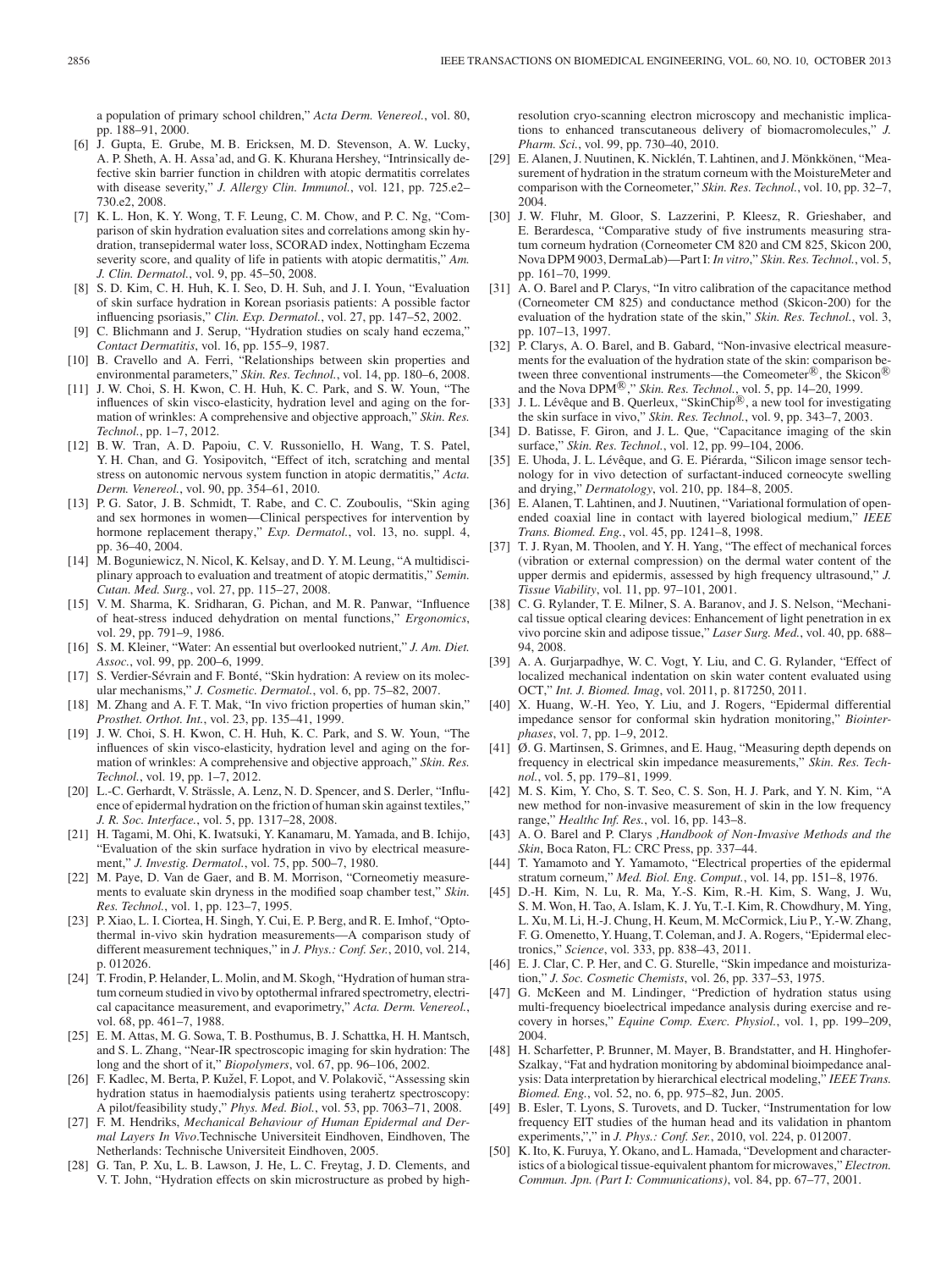a population of primary school children," *Acta Derm. Venereol.*, vol. 80, pp. 188–91, 2000.

[6] J. Gupta, E. Grube, M. B. Ericksen, M. D. Stevenson, A. W. Lucky, A. P. Sheth, A. H. Assa'ad, and G. K. Khurana Hershey, "Intrinsically defective skin barrier function in children with atopic dermatitis correlates with disease severity," *J. Allergy Clin. Immunol.*, vol. 121, pp. 725.e2–730.e2, 2008.

[7] K. L. Hon, K. Y. Wong, T. F. Leung, C. M. Chow, and P. C. Ng, "Comparison of skin hydration evaluation sites and correlations among skin hydration, transepidermal water loss, SCORAD index, Nottingham Eczema severity score, and quality of life in patients with atopic dermatitis," *Am. J. Clin. Dermatol.*, vol. 9, pp. 45–50, 2008.

[8] S. D. Kim, C. H. Huh, K. I. Seo, D. H. Suh, and J. I. Youn, "Evaluation of skin surface hydration in Korean psoriasis patients: A possible factor influencing psoriasis," *Clin. Exp. Dermatol.*, vol. 27, pp. 147–52, 2002.

[9] C. Blichmann and J. Serup, "Hydration studies on scaly hand eczema," *Contact Dermatitis*, vol. 16, pp. 155–9, 1987.

[10] B. Cravello and A. Ferri, "Relationships between skin properties and environmental parameters," *Skin. Res. Technol.*, vol. 14, pp. 180–6, 2008.

[11] J. W. Choi, S. H. Kwon, C. H. Huh, K. C. Park, and S. W. Youn, "The influences of skin visco-elasticity, hydration level and aging on the formation of wrinkles: A comprehensive and objective approach," *Skin. Res. Technol.*, pp. 1–7, 2012.

[12] B. W. Tran, A. D. Papoiu, C. V. Russoniello, H. Wang, T. S. Patel, Y. H. Chan, and G. Yosipovitch, "Effect of itch, scratching and mental stress on autonomic nervous system function in atopic dermatitis," *Acta. Derm. Venereol.*, vol. 90, pp. 354–61, 2010.

[13] P. G. Sator, J. B. Schmidt, T. Rabe, and C. C. Zouboulis, "Skin aging and sex hormones in women—Clinical perspectives for intervention by hormone replacement therapy," *Exp. Dermatol.*, vol. 13, no. suppl. 4, pp. 36–40, 2004.

[14] M. Boguniewicz, N. Nicol, K. Kelsay, and D. Y. M. Leung, "A multidisciplinary approach to evaluation and treatment of atopic dermatitis," *Semin. Cutan. Med. Surg.*, vol. 27, pp. 115–27, 2008.

[15] V. M. Sharma, K. Sridharan, G. Pichan, and M. R. Panwar, "Influence of heat-stress induced dehydration on mental functions," *Ergonomics*, vol. 29, pp. 791–9, 1986.

[16] S. M. Kleiner, "Water: An essential but overlooked nutrient," *J. Am. Diet. Assoc.*, vol. 99, pp. 200–6, 1999.

[17] S. Verdier-Sévrain and F. Bonté, "Skin hydration: A review on its molecular mechanisms," *J. Cosmetic. Dermatol.*, vol. 6, pp. 75–82, 2007.

[18] M. Zhang and A. F. T. Mak, "In vivo friction properties of human skin," *Prosthet. Orthot. Int.*, vol. 23, pp. 135–41, 1999.

[19] J. W. Choi, S. H. Kwon, C. H. Huh, K. C. Park, and S. W. Youn, "The influences of skin visco-elasticity, hydration level and aging on the formation of wrinkles: A comprehensive and objective approach," *Skin. Res. Technol.*, vol. 19, pp. 1–7, 2012.

[20] L.-C. Gerhardt, V. Strässle, A. Lenz, N. D. Spencer, and S. Derler, "Influence of epidermal hydration on the friction of human skin against textiles," *J. R. Soc. Interface.*, vol. 5, pp. 1317–28, 2008.

[21] H. Tagami, M. Ohi, K. Iwatsuki, Y. Kanamaru, M. Yamada, and B. Ichijo, "Evaluation of the skin surface hydration in vivo by electrical measurement," *J. Investig. Dermatol.*, vol. 75, pp. 500–7, 1980.

[22] M. Paye, D. Van de Gaer, and B. M. Morrison, "Corneometiy measurements to evaluate skin dryness in the modified soap chamber test," *Skin. Res. Technol.*, vol. 1, pp. 123–7, 1995.

[23] P. Xiao, L. I. Ciortea, H. Singh, Y. Cui, E. P. Berg, and R. E. Imhof, "Opto-thermal in-vivo skin hydration measurements—A comparison study of different measurement techniques," in *J. Phys.: Conf. Ser.*, 2010, vol. 214, p. 012026.

[24] T. Frodin, P. Helander, L. Molin, and M. Skogh, "Hydration of human stratum corneum studied in vivo by optothermal infrared spectrometry, electrical capacitance measurement, and evaporimetry," *Acta. Derm. Venereol.*, vol. 68, pp. 461–7, 1988.

[25] E. M. Attas, M. G. Sowa, T. B. Posthumus, B. J. Schattka, H. H. Mantsch, and S. L. Zhang, "Near-IR spectroscopic imaging for skin hydration: The long and the short of it," *Biopolymers*, vol. 67, pp. 96–106, 2002.

[26] F. Kadlec, M. Berta, P. Kužel, F. Lopot, and V. Polakovič, "Assessing skin hydration status in haemodialysis patients using terahertz spectroscopy: A pilot/feasibility study," *Phys. Med. Biol.*, vol. 53, pp. 7063–71, 2008.

[27] F. M. Hendriks, *Mechanical Behaviour of Human Epidermal and Dermal Layers In Vivo*.Technische Universiteit Eindhoven, Eindhoven, The Netherlands: Technische Universiteit Eindhoven, 2005.

[28] G. Tan, P. Xu, L. B. Lawson, J. He, L. C. Freytag, J. D. Clements, and V. T. John, "Hydration effects on skin microstructure as probed by high-resolution cryo-scanning electron microscopy and mechanistic implications to enhanced transcutaneous delivery of biomacromolecules," *J. Pharm. Sci.*, vol. 99, pp. 730–40, 2010.

[29] E. Alanen, J. Nuutinen, K. Nicklén, T. Lahtinen, and J. Mönkkönen, "Measurement of hydration in the stratum corneum with the MoistureMeter and comparison with the Corneometer," *Skin. Res. Technol.*, vol. 10, pp. 32–7, 2004.

[30] J. W. Fluhr, M. Gloor, S. Lazzerini, P. Kleesz, R. Grieshaber, and E. Berardesca, "Comparative study of five instruments measuring stratum corneum hydration (Corneometer CM 820 and CM 825, Skicon 200, Nova DPM 9003, DermaLab)—Part I: *In vitro*," *Skin. Res. Technol.*, vol. 5, pp. 161–70, 1999.

[31] A. O. Barel and P. Clarys, "In vitro calibration of the capacitance method (Corneometer CM 825) and conductance method (Skicon-200) for the evaluation of the hydration state of the skin," *Skin. Res. Technol.*, vol. 3, pp. 107–13, 1997.

[32] P. Clarys, A. O. Barel, and B. Gabard, "Non-invasive electrical measurements for the evaluation of the hydration state of the skin: comparison between three conventional instruments—the Comeometer®, the Skicon® and the Nova DPM®," *Skin. Res. Technol.*, vol. 5, pp. 14–20, 1999.

[33] J. L. Lévêque and B. Querleux, "SkinChip®, a new tool for investigating the skin surface in vivo," *Skin. Res. Technol.*, vol. 9, pp. 343–7, 2003.

[34] D. Batisse, F. Giron, and J. L. Que, "Capacitance imaging of the skin surface," *Skin. Res. Technol.*, vol. 12, pp. 99–104, 2006.

[35] E. Uhoda, J. L. Lévêque, and G. E. Piérarda, "Silicon image sensor technology for in vivo detection of surfactant-induced corneocyte swelling and drying," *Dermatology*, vol. 210, pp. 184–8, 2005.

[36] E. Alanen, T. Lahtinen, and J. Nuutinen, "Variational formulation of open-ended coaxial line in contact with layered biological medium," *IEEE Trans. Biomed. Eng.*, vol. 45, pp. 1241–8, 1998.

[37] T. J. Ryan, M. Thoolen, and Y. H. Yang, "The effect of mechanical forces (vibration or external compression) on the dermal water content of the upper dermis and epidermis, assessed by high frequency ultrasound," *J. Tissue Viability*, vol. 11, pp. 97–101, 2001.

[38] C. G. Rylander, T. E. Milner, S. A. Baranov, and J. S. Nelson, "Mechanical tissue optical clearing devices: Enhancement of light penetration in ex vivo porcine skin and adipose tissue," *Laser Surg. Med.*, vol. 40, pp. 688–94, 2008.

[39] A. A. Gurjarpadhye, W. C. Vogt, Y. Liu, and C. G. Rylander, "Effect of localized mechanical indentation on skin water content evaluated using OCT," *Int. J. Biomed. Imag*, vol. 2011, p. 817250, 2011.

[40] X. Huang, W.-H. Yeo, Y. Liu, and J. Rogers, "Epidermal differential impedance sensor for conformal skin hydration monitoring," *Biointerphases*, vol. 7, pp. 1–9, 2012.

[41] Ø. G. Martinsen, S. Grimnes, and E. Haug, "Measuring depth depends on frequency in electrical skin impedance measurements," *Skin. Res. Technol.*, vol. 5, pp. 179–81, 1999.

[42] M. S. Kim, Y. Cho, S. T. Seo, C. S. Son, H. J. Park, and Y. N. Kim, "A new method for non-invasive measurement of skin in the low frequency range," *Healthc Inf. Res.*, vol. 16, pp. 143–8.

[43] A. O. Barel and P. Clarys ,*Handbook of Non-Invasive Methods and the Skin*, Boca Raton, FL: CRC Press, pp. 337–44.

[44] T. Yamamoto and Y. Yamamoto, "Electrical properties of the epidermal stratum corneum," *Med. Biol. Eng. Comput.*, vol. 14, pp. 151–8, 1976.

[45] D.-H. Kim, N. Lu, R. Ma, Y.-S. Kim, R.-H. Kim, S. Wang, J. Wu, S. M. Won, H. Tao, A. Islam, K. J. Yu, T.-I. Kim, R. Chowdhury, M. Ying, L. Xu, M. Li, H.-J. Chung, H. Keum, M. McCormick, Liu P., Y.-W. Zhang, F. G. Omenetto, Y. Huang, T. Coleman, and J. A. Rogers, "Epidermal electronics," *Science*, vol. 333, pp. 838–43, 2011.

[46] E. J. Clar, C. P. Her, and C. G. Sturelle, "Skin impedance and moisturization," *J. Soc. Cosmetic Chemists*, vol. 26, pp. 337–53, 1975.

[47] G. McKeen and M. Lindinger, "Prediction of hydration status using multi-frequency bioelectrical impedance analysis during exercise and recovery in horses," *Equine Comp. Exerc. Physiol.*, vol. 1, pp. 199–209, 2004.

[48] H. Scharfetter, P. Brunner, M. Mayer, B. Brandstatter, and H. Hinghofer-Szalkay, "Fat and hydration monitoring by abdominal bioimpedance analysis: Data interpretation by hierarchical electrical modeling," *IEEE Trans. Biomed. Eng.*, vol. 52, no. 6, pp. 975–82, Jun. 2005.

[49] B. Esler, T. Lyons, S. Turovets, and D. Tucker, "Instrumentation for low frequency EIT studies of the human head and its validation in phantom experiments,"," in *J. Phys.: Conf. Ser.*, 2010, vol. 224, p. 012007.

[50] K. Ito, K. Furuya, Y. Okano, and L. Hamada, "Development and characteristics of a biological tissue-equivalent phantom for microwaves," *Electron. Commun. Jpn. (Part I: Communications)*, vol. 84, pp. 67–77, 2001.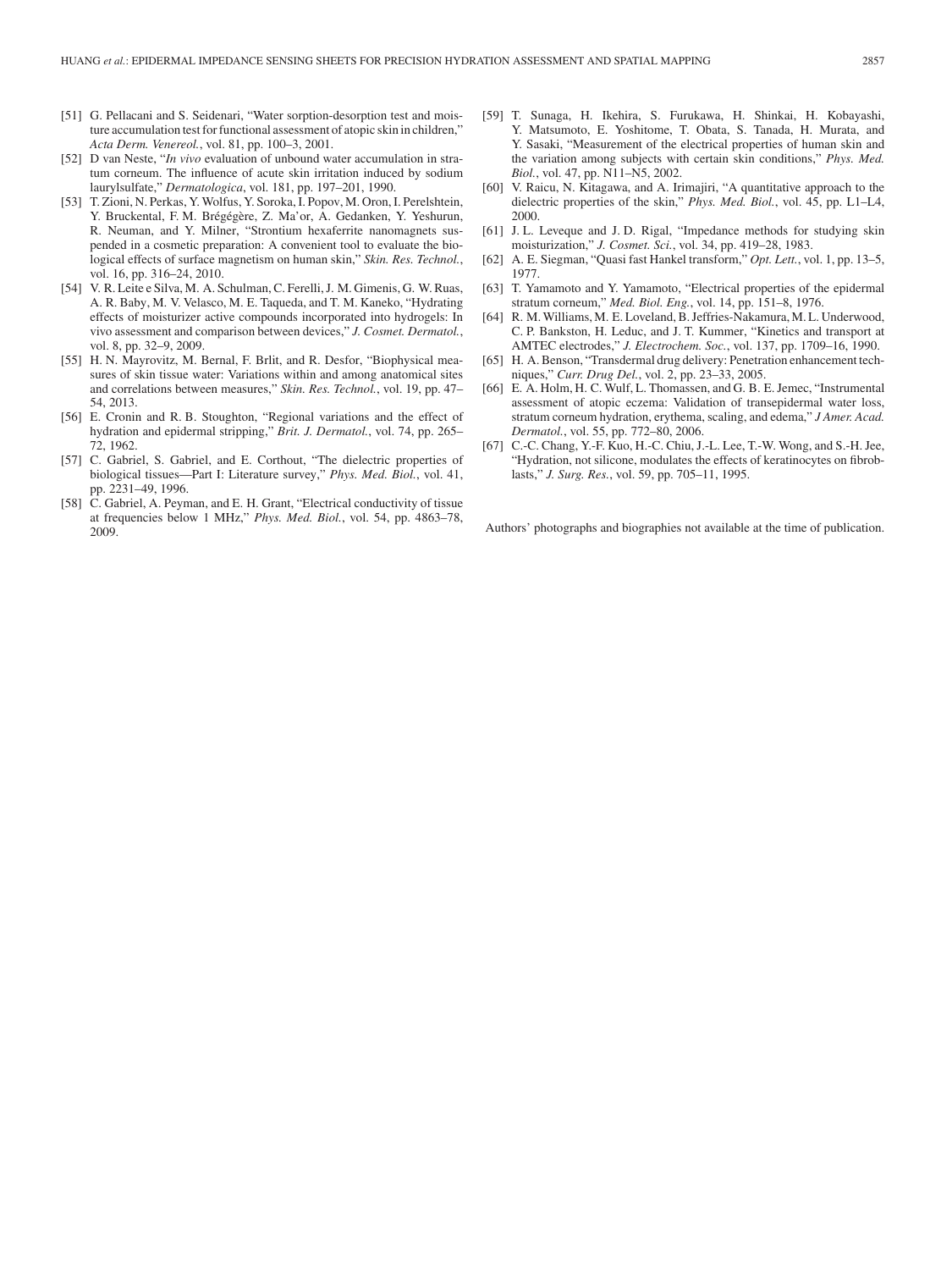[51] G. Pellacani and S. Seidenari, "Water sorption-desorption test and moisture accumulation test for functional assessment of atopic skin in children," *Acta Derm. Venereol.*, vol. 81, pp. 100–3, 2001.

[52] D van Neste, "*In vivo* evaluation of unbound water accumulation in stratum corneum. The influence of acute skin irritation induced by sodium laurylsulfate," *Dermatologica*, vol. 181, pp. 197–201, 1990.

[53] T. Zioni, N. Perkas, Y. Wolfus, Y. Soroka, I. Popov, M. Oron, I. Perelshtein, Y. Bruckental, F. M. Brégégère, Z. Ma'or, A. Gedanken, Y. Yeshurun, R. Neuman, and Y. Milner, "Strontium hexaferrite nanomagnets suspended in a cosmetic preparation: A convenient tool to evaluate the biological effects of surface magnetism on human skin," *Skin. Res. Technol.*, vol. 16, pp. 316–24, 2010.

[54] V. R. Leite e Silva, M. A. Schulman, C. Ferelli, J. M. Gimenis, G. W. Ruas, A. R. Baby, M. V. Velasco, M. E. Taqueda, and T. M. Kaneko, "Hydrating effects of moisturizer active compounds incorporated into hydrogels: In vivo assessment and comparison between devices," *J. Cosmet. Dermatol.*, vol. 8, pp. 32–9, 2009.

[55] H. N. Mayrovitz, M. Bernal, F. Brlit, and R. Desfor, "Biophysical measures of skin tissue water: Variations within and among anatomical sites and correlations between measures," *Skin. Res. Technol.*, vol. 19, pp. 47–54, 2013.

[56] E. Cronin and R. B. Stoughton, "Regional variations and the effect of hydration and epidermal stripping," *Brit. J. Dermatol.*, vol. 74, pp. 265–72, 1962.

[57] C. Gabriel, S. Gabriel, and E. Corthout, "The dielectric properties of biological tissues—Part I: Literature survey," *Phys. Med. Biol.*, vol. 41, pp. 2231–49, 1996.

[58] C. Gabriel, A. Peyman, and E. H. Grant, "Electrical conductivity of tissue at frequencies below 1 MHz," *Phys. Med. Biol.*, vol. 54, pp. 4863–78, 2009.

[59] T. Sunaga, H. Ikehira, S. Furukawa, H. Shinkai, H. Kobayashi, Y. Matsumoto, E. Yoshitome, T. Obata, S. Tanada, H. Murata, and Y. Sasaki, "Measurement of the electrical properties of human skin and the variation among subjects with certain skin conditions," *Phys. Med. Biol.*, vol. 47, pp. N11–N5, 2002.

[60] V. Raicu, N. Kitagawa, and A. Irimajiri, "A quantitative approach to the dielectric properties of the skin," *Phys. Med. Biol.*, vol. 45, pp. L1–L4, 2000.

[61] J. L. Leveque and J. D. Rigal, "Impedance methods for studying skin moisturization," *J. Cosmet. Sci.*, vol. 34, pp. 419–28, 1983.

[62] A. E. Siegman, "Quasi fast Hankel transform," *Opt. Lett.*, vol. 1, pp. 13–5, 1977.

[63] T. Yamamoto and Y. Yamamoto, "Electrical properties of the epidermal stratum corneum," *Med. Biol. Eng.*, vol. 14, pp. 151–8, 1976.

[64] R. M. Williams, M. E. Loveland, B. Jeffries-Nakamura, M. L. Underwood, C. P. Bankston, H. Leduc, and J. T. Kummer, "Kinetics and transport at AMTEC electrodes," *J. Electrochem. Soc.*, vol. 137, pp. 1709–16, 1990.

[65] H. A. Benson, "Transdermal drug delivery: Penetration enhancement techniques," *Curr. Drug Del.*, vol. 2, pp. 23–33, 2005.

[66] E. A. Holm, H. C. Wulf, L. Thomassen, and G. B. E. Jemec, "Instrumental assessment of atopic eczema: Validation of transepidermal water loss, stratum corneum hydration, erythema, scaling, and edema," *J Amer. Acad. Dermatol.*, vol. 55, pp. 772–80, 2006.

[67] C.-C. Chang, Y.-F. Kuo, H.-C. Chiu, J.-L. Lee, T.-W. Wong, and S.-H. Jee, "Hydration, not silicone, modulates the effects of keratinocytes on fibroblasts," *J. Surg. Res.*, vol. 59, pp. 705–11, 1995.

Authors' photographs and biographies not available at the time of publication.